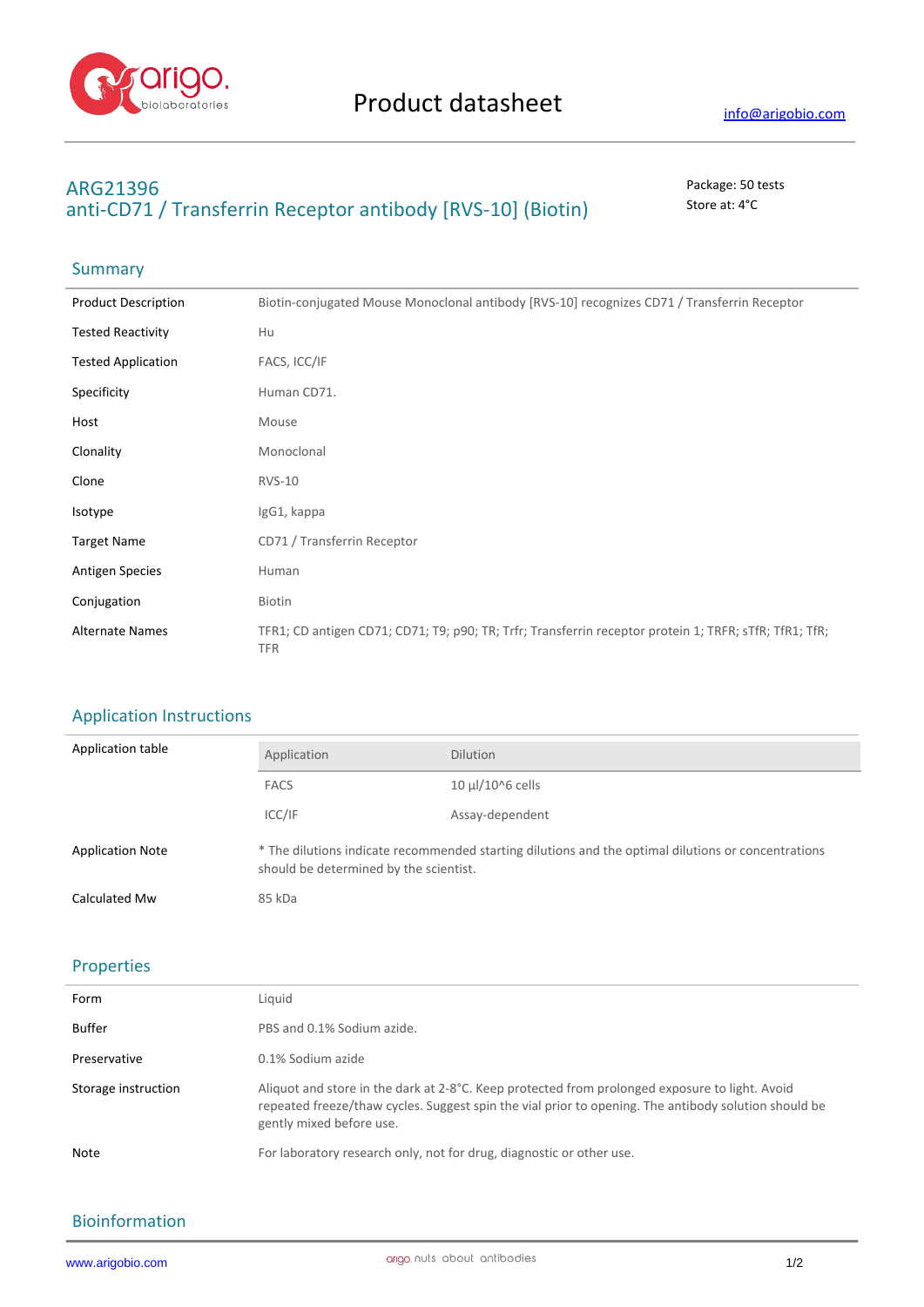Product datasheet

info@arigobio.com

# ARG21396
# anti-CD71 / Transferrin Receptor antibody [RVS-10] (Biotin)

Package: 50 tests
Store at: 4°C

## Summary

| | |
|---|---|
| Product Description | Biotin-conjugated Mouse Monoclonal antibody [RVS-10] recognizes CD71 / Transferrin Receptor |
| Tested Reactivity | Hu |
| Tested Application | FACS, ICC/IF |
| Specificity | Human CD71. |
| Host | Mouse |
| Clonality | Monoclonal |
| Clone | RVS-10 |
| Isotype | IgG1, kappa |
| Target Name | CD71 / Transferrin Receptor |
| Antigen Species | Human |
| Conjugation | Biotin |
| Alternate Names | TFR1; CD antigen CD71; CD71; T9; p90; TR; Trfr; Transferrin receptor protein 1; TRFR; sTfR; TfR1; TfR; TFR |

## Application Instructions

Application table

| Application | Dilution |
|---|---|
| FACS | 10 µl/10^6 cells |
| ICC/IF | Assay-dependent |

| | |
|---|---|
| Application Note | * The dilutions indicate recommended starting dilutions and the optimal dilutions or concentrations should be determined by the scientist. |
| Calculated Mw | 85 kDa |

## Properties

| | |
|---|---|
| Form | Liquid |
| Buffer | PBS and 0.1% Sodium azide. |
| Preservative | 0.1% Sodium azide |
| Storage instruction | Aliquot and store in the dark at 2-8°C. Keep protected from prolonged exposure to light. Avoid repeated freeze/thaw cycles. Suggest spin the vial prior to opening. The antibody solution should be gently mixed before use. |
| Note | For laboratory research only, not for drug, diagnostic or other use. |

## Bioinformation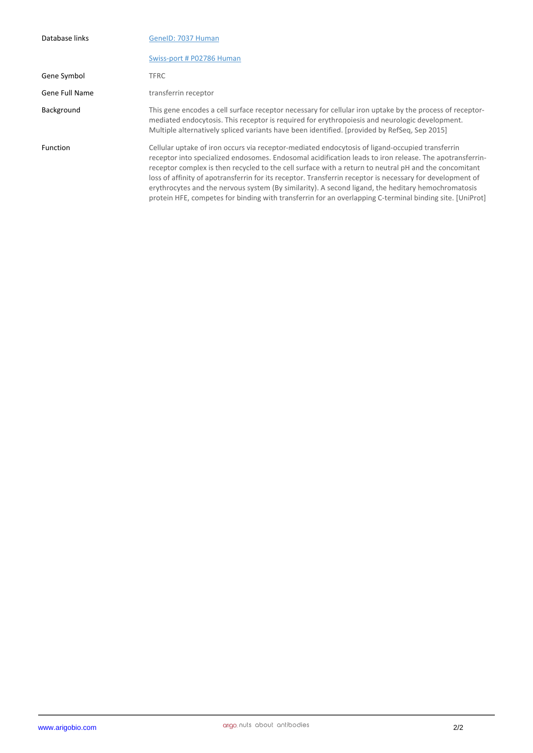| | |
|---|---|
| Database links | GeneID: 7037 Human |
| | Swiss-port # P02786 Human |
| Gene Symbol | TFRC |
| Gene Full Name | transferrin receptor |
| Background | This gene encodes a cell surface receptor necessary for cellular iron uptake by the process of receptor-mediated endocytosis. This receptor is required for erythropoiesis and neurologic development. Multiple alternatively spliced variants have been identified. [provided by RefSeq, Sep 2015] |
| Function | Cellular uptake of iron occurs via receptor-mediated endocytosis of ligand-occupied transferrin receptor into specialized endosomes. Endosomal acidification leads to iron release. The apotransferrin-receptor complex is then recycled to the cell surface with a return to neutral pH and the concomitant loss of affinity of apotransferrin for its receptor. Transferrin receptor is necessary for development of erythrocytes and the nervous system (By similarity). A second ligand, the heditary hemochromatosis protein HFE, competes for binding with transferrin for an overlapping C-terminal binding site. [UniProt] |